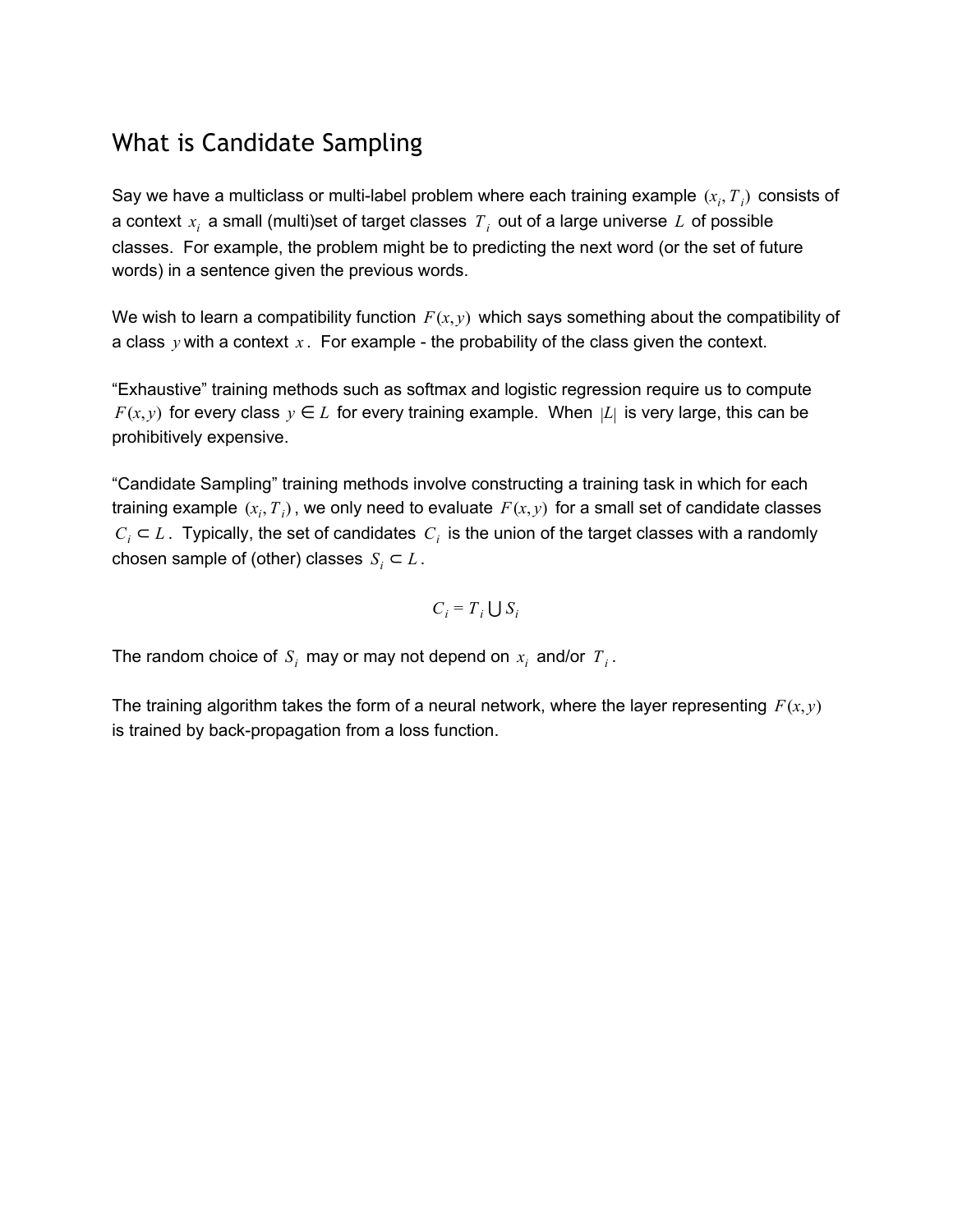# What is Candidate Sampling

Say we have a multiclass or multi-label problem where each training example $(x_i, T_i)$ consists of a context $x_i$ a small (multi)set of target classes $T_i$ out of a large universe $L$ of possible classes. For example, the problem might be to predicting the next word (or the set of future words) in a sentence given the previous words.

We wish to learn a compatibility function $F(x, y)$ which says something about the compatibility of a class $y$ with a context $x$. For example - the probability of the class given the context.

"Exhaustive" training methods such as softmax and logistic regression require us to compute $F(x, y)$ for every class $y \in L$ for every training example. When $|L|$ is very large, this can be prohibitively expensive.

"Candidate Sampling" training methods involve constructing a training task in which for each training example $(x_i, T_i)$, we only need to evaluate $F(x, y)$ for a small set of candidate classes $C_i \subset L$. Typically, the set of candidates $C_i$ is the union of the target classes with a randomly chosen sample of (other) classes $S_i \subset L$.

$$C_i = T_i \bigcup S_i$$

The random choice of $S_i$ may or may not depend on $x_i$ and/or $T_i$.

The training algorithm takes the form of a neural network, where the layer representing $F(x, y)$ is trained by back-propagation from a loss function.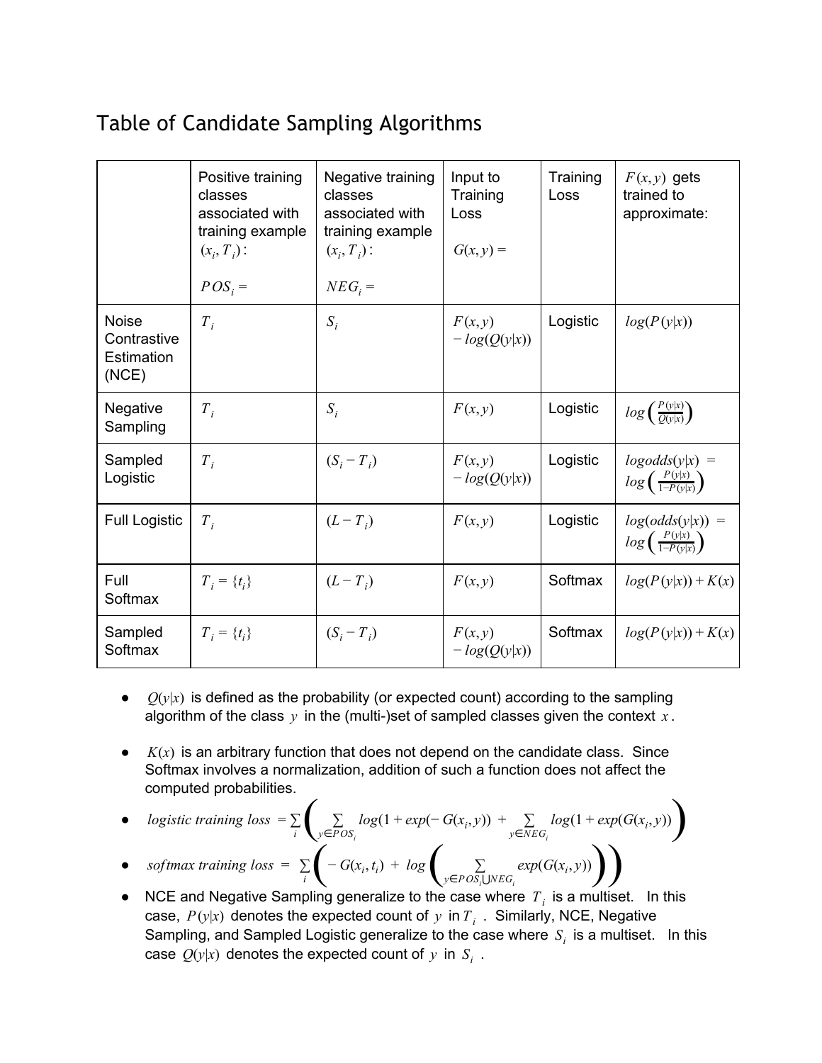# Table of Candidate Sampling Algorithms

| | Positive training classes associated with training example $(x_i, T_i)$: $POS_i =$ | Negative training classes associated with training example $(x_i, T_i)$: $NEG_i =$ | Input to Training Loss $G(x, y) =$ | Training Loss | $F(x, y)$ gets trained to approximate: |
|---|---|---|---|---|---|
| Noise Contrastive Estimation (NCE) | $T_i$ | $S_i$ | $F(x, y) - log(Q(y\|x))$ | Logistic | $log(P(y\|x))$ |
| Negative Sampling | $T_i$ | $S_i$ | $F(x, y)$ | Logistic | $log\left(\frac{P(y\|x)}{Q(y\|x)}\right)$ |
| Sampled Logistic | $T_i$ | $(S_i - T_i)$ | $F(x, y) - log(Q(y\|x))$ | Logistic | $logodds(y\|x) = log\left(\frac{P(y\|x)}{1-P(y\|x)}\right)$ |
| Full Logistic | $T_i$ | $(L - T_i)$ | $F(x, y)$ | Logistic | $log(odds(y\|x)) = log\left(\frac{P(y\|x)}{1-P(y\|x)}\right)$ |
| Full Softmax | $T_i = \{t_i\}$ | $(L - T_i)$ | $F(x, y)$ | Softmax | $log(P(y\|x)) + K(x)$ |
| Sampled Softmax | $T_i = \{t_i\}$ | $(S_i - T_i)$ | $F(x, y) - log(Q(y\|x))$ | Softmax | $log(P(y\|x)) + K(x)$ |

- $Q(y|x)$ is defined as the probability (or expected count) according to the sampling algorithm of the class $y$ in the (multi-)set of sampled classes given the context $x$.
- $K(x)$ is an arbitrary function that does not depend on the candidate class. Since Softmax involves a normalization, addition of such a function does not affect the computed probabilities.
- $logistic\ training\ loss = \sum_i \left( \sum_{y \in POS_i} log(1 + exp(-G(x_i, y))) + \sum_{y \in NEG_i} log(1 + exp(G(x_i, y))) \right)$
- $softmax\ training\ loss = \sum_i \left( -G(x_i, t_i) + log\left( \sum_{y \in POS_i \cup NEG_i} exp(G(x_i, y)) \right) \right)$
- NCE and Negative Sampling generalize to the case where $T_i$ is a multiset. In this case, $P(y|x)$ denotes the expected count of $y$ in $T_i$. Similarly, NCE, Negative Sampling, and Sampled Logistic generalize to the case where $S_i$ is a multiset. In this case $Q(y|x)$ denotes the expected count of $y$ in $S_i$.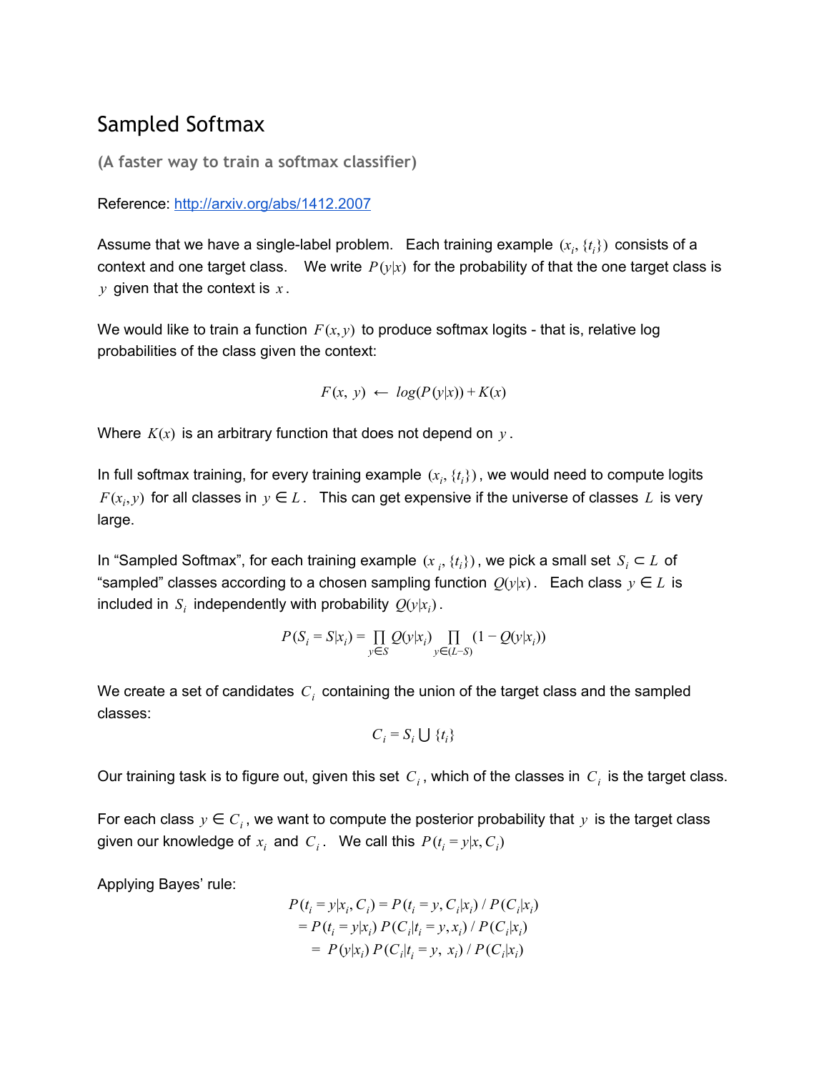# Sampled Softmax

**(A faster way to train a softmax classifier)**

Reference: http://arxiv.org/abs/1412.2007

Assume that we have a single-label problem. Each training example $(x_i, \{t_i\})$ consists of a context and one target class. We write $P(y|x)$ for the probability of that the one target class is $y$ given that the context is $x$.

We would like to train a function $F(x, y)$ to produce softmax logits - that is, relative log probabilities of the class given the context:

$$F(x,\ y)\ \leftarrow\ log(P(y|x)) + K(x)$$

Where $K(x)$ is an arbitrary function that does not depend on $y$.

In full softmax training, for every training example $(x_i, \{t_i\})$, we would need to compute logits $F(x_i, y)$ for all classes in $y \in L$. This can get expensive if the universe of classes $L$ is very large.

In "Sampled Softmax", for each training example $(x_i, \{t_i\})$, we pick a small set $S_i \subset L$ of "sampled" classes according to a chosen sampling function $Q(y|x)$. Each class $y \in L$ is included in $S_i$ independently with probability $Q(y|x_i)$.

$$P(S_i = S|x_i) = \prod_{y \in S} Q(y|x_i) \prod_{y \in (L-S)} (1 - Q(y|x_i))$$

We create a set of candidates $C_i$ containing the union of the target class and the sampled classes:

$$C_i = S_i \cup \{t_i\}$$

Our training task is to figure out, given this set $C_i$, which of the classes in $C_i$ is the target class.

For each class $y \in C_i$, we want to compute the posterior probability that $y$ is the target class given our knowledge of $x_i$ and $C_i$. We call this $P(t_i = y|x, C_i)$

Applying Bayes' rule:

$$\begin{aligned}
P(t_i = y|x_i, C_i) &= P(t_i = y, C_i|x_i) \,/\, P(C_i|x_i) \\
&= P(t_i = y|x_i)\, P(C_i|t_i = y, x_i) \,/\, P(C_i|x_i) \\
&= P(y|x_i)\, P(C_i|t_i = y,\ x_i) \,/\, P(C_i|x_i)
\end{aligned}$$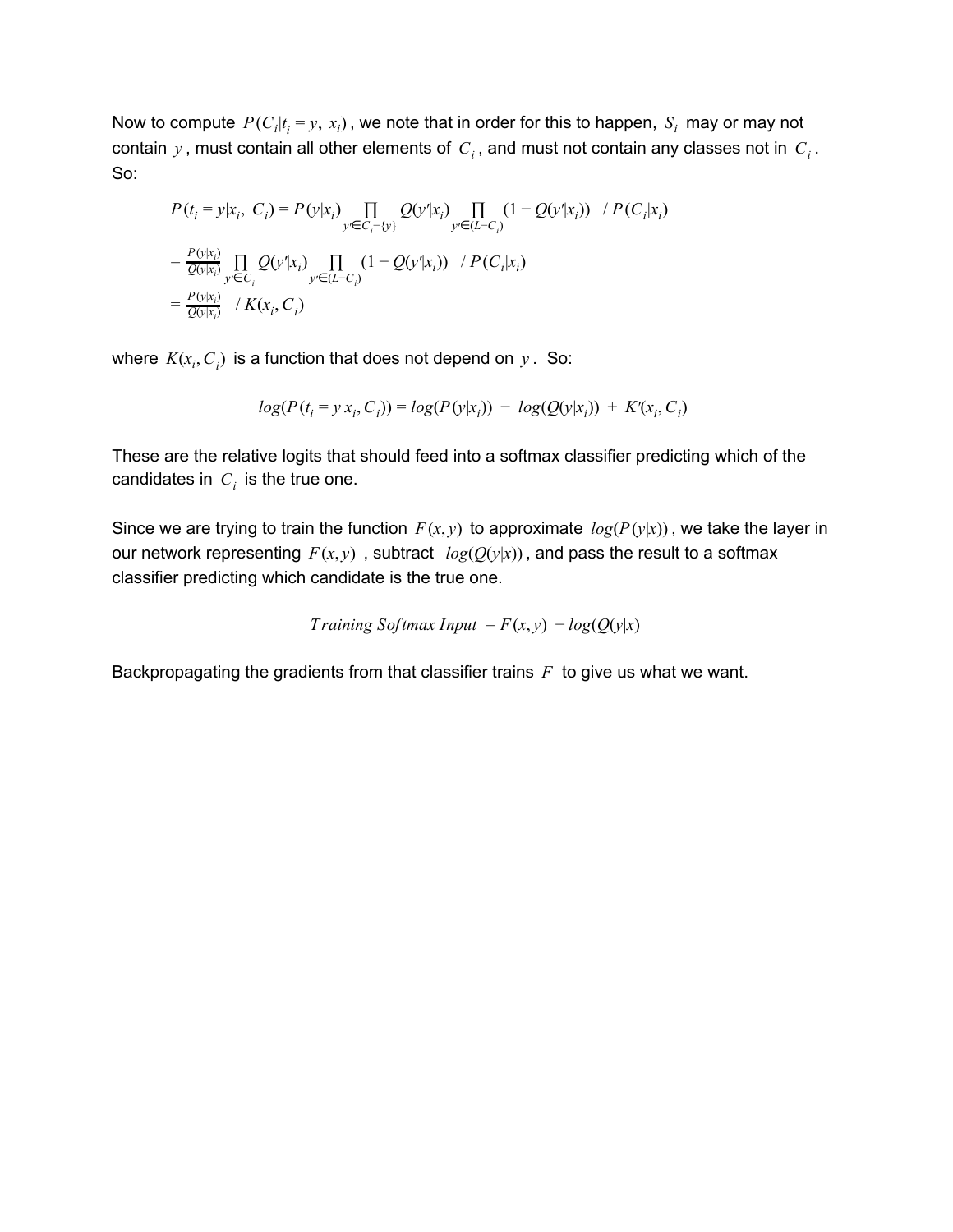Now to compute $P(C_i | t_i = y,\ x_i)$, we note that in order for this to happen, $S_i$ may or may not contain $y$, must contain all other elements of $C_i$, and must not contain any classes not in $C_i$. So:

$$P(t_i = y | x_i,\ C_i) = P(y|x_i) \prod_{y' \in C_i - \{y\}} Q(y'|x_i) \prod_{y' \in (L - C_i)} (1 - Q(y'|x_i)) \ \ / \ P(C_i|x_i)$$

$$= \frac{P(y|x_i)}{Q(y|x_i)} \prod_{y' \in C_i} Q(y'|x_i) \prod_{y' \in (L - C_i)} (1 - Q(y'|x_i)) \ \ / \ P(C_i|x_i)$$

$$= \frac{P(y|x_i)}{Q(y|x_i)} \ \ / \ K(x_i, C_i)$$

where $K(x_i, C_i)$ is a function that does not depend on $y$. So:

$$log(P(t_i = y | x_i, C_i)) = log(P(y|x_i)) \ - \ log(Q(y|x_i)) \ + \ K'(x_i, C_i)$$

These are the relative logits that should feed into a softmax classifier predicting which of the candidates in $C_i$ is the true one.

Since we are trying to train the function $F(x, y)$ to approximate $log(P(y|x))$, we take the layer in our network representing $F(x, y)$, subtract $log(Q(y|x))$, and pass the result to a softmax classifier predicting which candidate is the true one.

$$Training\ Softmax\ Input\ = F(x, y)\ - log(Q(y|x)$$

Backpropagating the gradients from that classifier trains $F$ to give us what we want.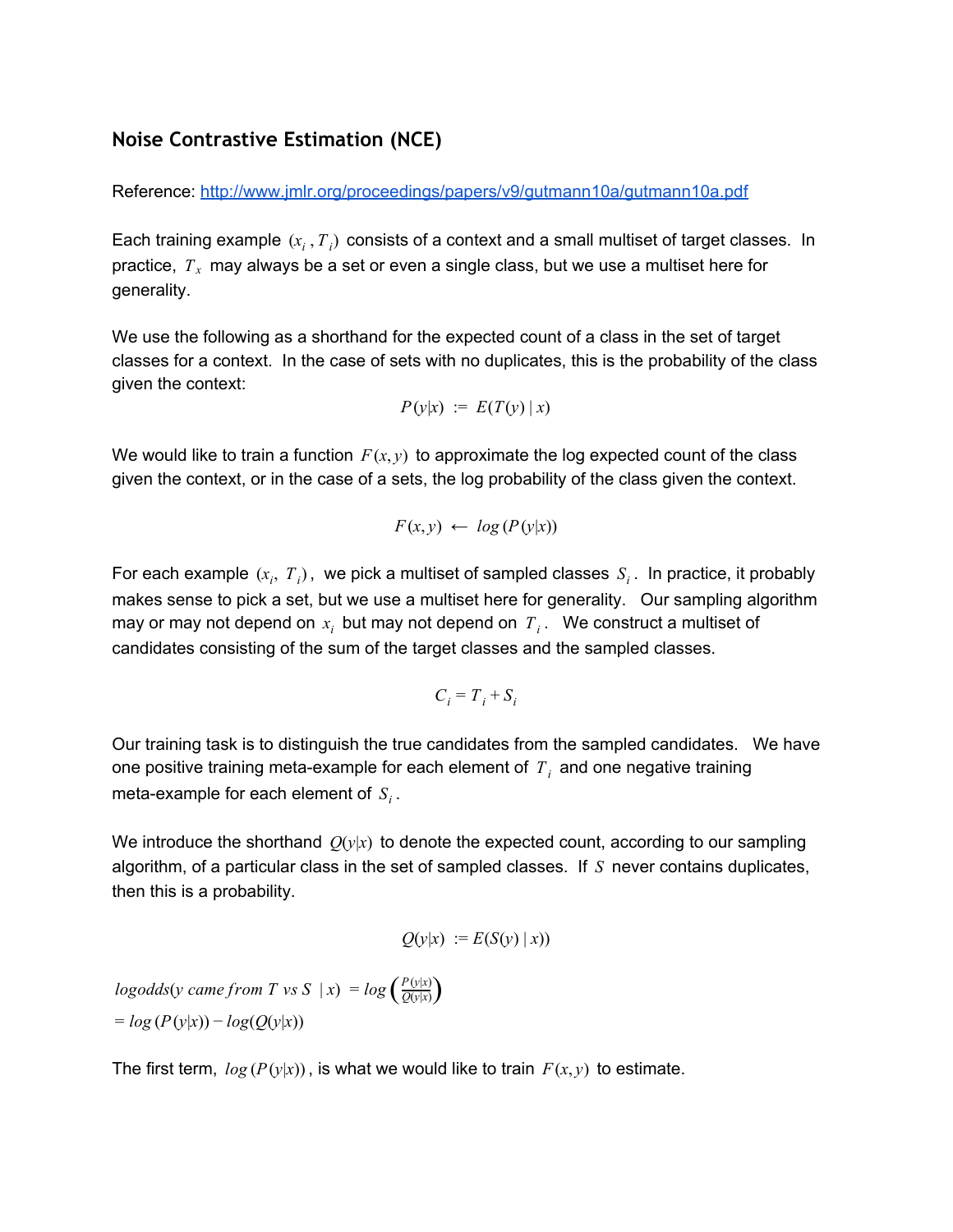## Noise Contrastive Estimation (NCE)

Reference: http://www.jmlr.org/proceedings/papers/v9/gutmann10a/gutmann10a.pdf

Each training example $(x_i, T_i)$ consists of a context and a small multiset of target classes. In practice, $T_x$ may always be a set or even a single class, but we use a multiset here for generality.

We use the following as a shorthand for the expected count of a class in the set of target classes for a context. In the case of sets with no duplicates, this is the probability of the class given the context:

$$P(y|x) := E(T(y) \mid x)$$

We would like to train a function $F(x, y)$ to approximate the log expected count of the class given the context, or in the case of a sets, the log probability of the class given the context.

$$F(x, y) \leftarrow log(P(y|x))$$

For each example $(x_i, T_i)$, we pick a multiset of sampled classes $S_i$. In practice, it probably makes sense to pick a set, but we use a multiset here for generality. Our sampling algorithm may or may not depend on $x_i$ but may not depend on $T_i$. We construct a multiset of candidates consisting of the sum of the target classes and the sampled classes.

$$C_i = T_i + S_i$$

Our training task is to distinguish the true candidates from the sampled candidates. We have one positive training meta-example for each element of $T_i$ and one negative training meta-example for each element of $S_i$.

We introduce the shorthand $Q(y|x)$ to denote the expected count, according to our sampling algorithm, of a particular class in the set of sampled classes. If $S$ never contains duplicates, then this is a probability.

$$Q(y|x) := E(S(y) \mid x))$$

$$logodds(y \text{ came from } T \text{ vs } S \mid x) = log\left(\frac{P(y|x)}{Q(y|x)}\right)$$
$$= log(P(y|x)) - log(Q(y|x))$$

The first term, $log(P(y|x))$, is what we would like to train $F(x, y)$ to estimate.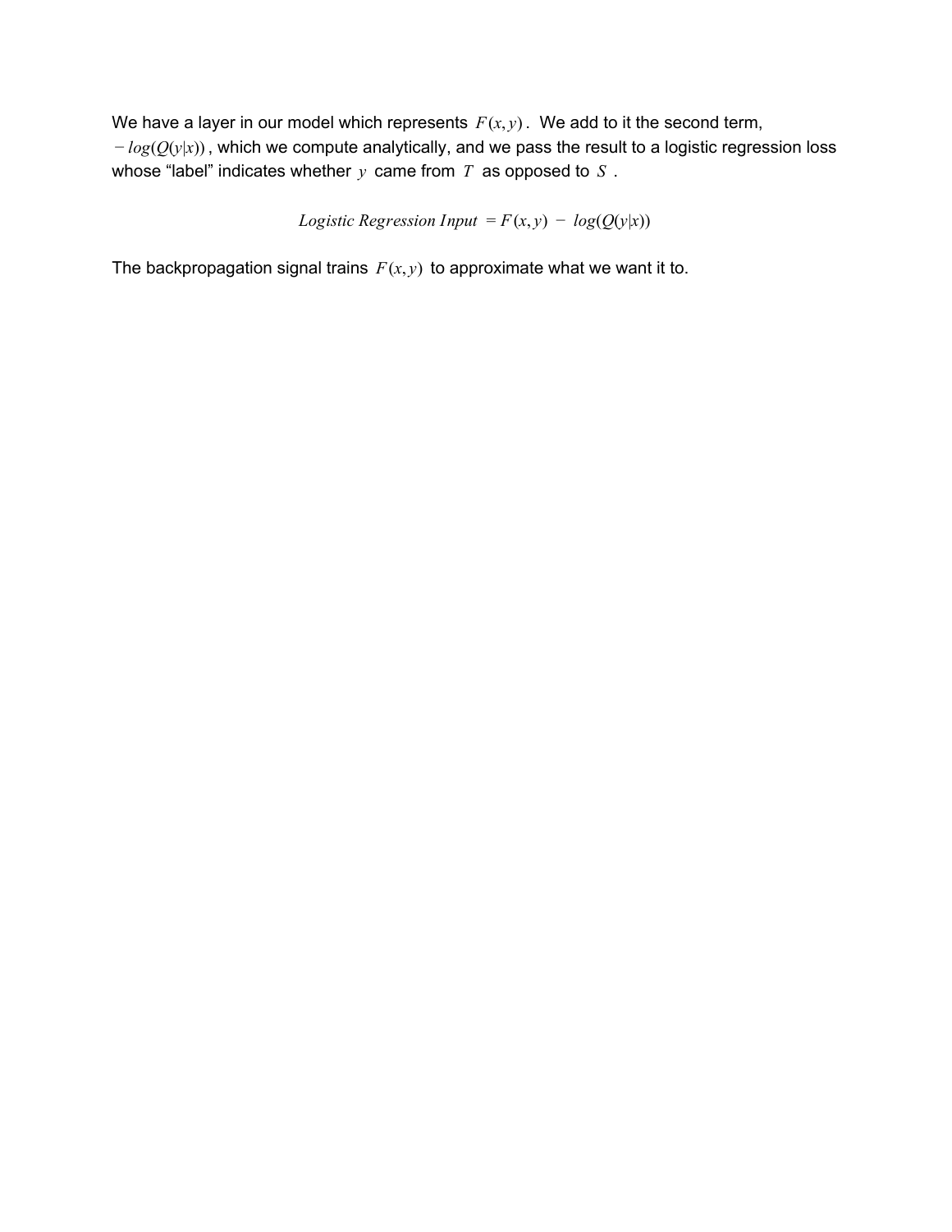We have a layer in our model which represents $F(x,y)$. We add to it the second term, $-log(Q(y|x))$, which we compute analytically, and we pass the result to a logistic regression loss whose "label" indicates whether $y$ came from $T$ as opposed to $S$.

$$Logistic\ Regression\ Input\ = F(x,y)\ -\ log(Q(y|x))$$

The backpropagation signal trains $F(x,y)$ to approximate what we want it to.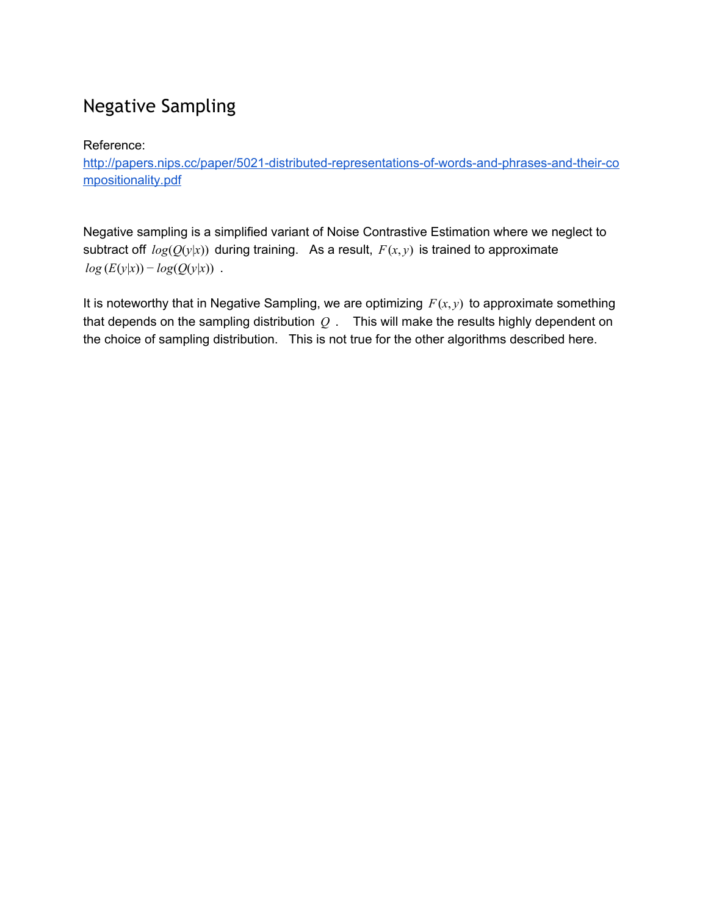# Negative Sampling

Reference:
[http://papers.nips.cc/paper/5021-distributed-representations-of-words-and-phrases-and-their-compositionality.pdf](http://papers.nips.cc/paper/5021-distributed-representations-of-words-and-phrases-and-their-compositionality.pdf)

Negative sampling is a simplified variant of Noise Contrastive Estimation where we neglect to subtract off $log(Q(y|x))$ during training. As a result, $F(x,y)$ is trained to approximate $log\,(E(y|x)) - log(Q(y|x))$ .

It is noteworthy that in Negative Sampling, we are optimizing $F(x,y)$ to approximate something that depends on the sampling distribution $Q$ . This will make the results highly dependent on the choice of sampling distribution. This is not true for the other algorithms described here.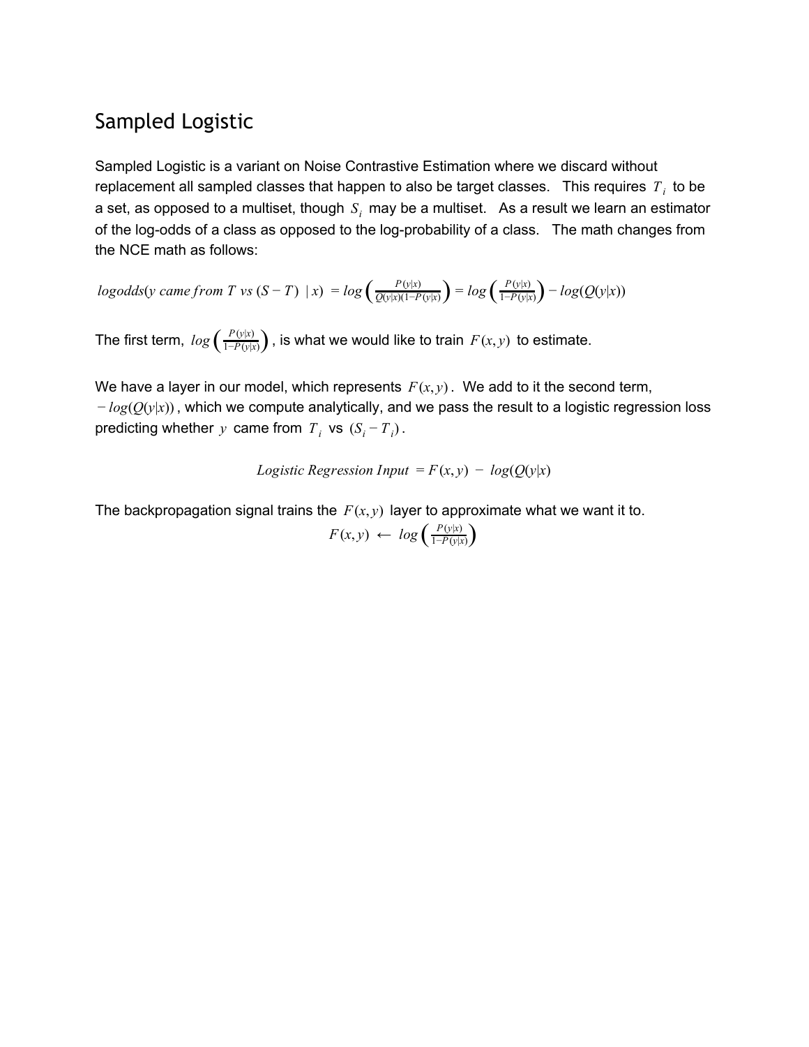## Sampled Logistic

Sampled Logistic is a variant on Noise Contrastive Estimation where we discard without replacement all sampled classes that happen to also be target classes. This requires $T_i$ to be a set, as opposed to a multiset, though $S_i$ may be a multiset. As a result we learn an estimator of the log-odds of a class as opposed to the log-probability of a class. The math changes from the NCE math as follows:

$$logodds(y\ came\ from\ T\ vs\ (S-T)\ |\ x) = log\left(\frac{P(y|x)}{Q(y|x)(1-P(y|x))}\right) = log\left(\frac{P(y|x)}{1-P(y|x)}\right) - log(Q(y|x))$$

The first term, $log\left(\frac{P(y|x)}{1-P(y|x)}\right)$, is what we would like to train $F(x,y)$ to estimate.

We have a layer in our model, which represents $F(x,y)$. We add to it the second term, $-log(Q(y|x))$, which we compute analytically, and we pass the result to a logistic regression loss predicting whether $y$ came from $T_i$ vs $(S_i - T_i)$.

$$Logistic\ Regression\ Input = F(x,y) - log(Q(y|x)$$

The backpropagation signal trains the $F(x,y)$ layer to approximate what we want it to.

$$F(x,y) \leftarrow log\left(\frac{P(y|x)}{1-P(y|x)}\right)$$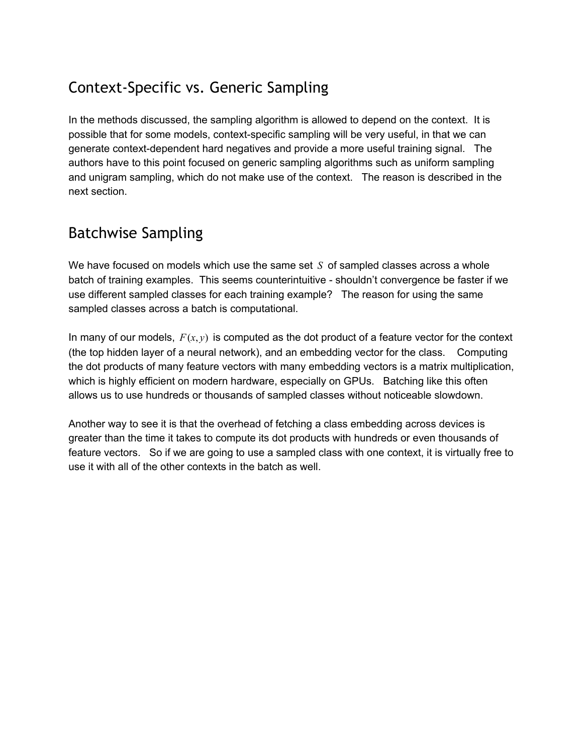## Context-Specific vs. Generic Sampling

In the methods discussed, the sampling algorithm is allowed to depend on the context. It is possible that for some models, context-specific sampling will be very useful, in that we can generate context-dependent hard negatives and provide a more useful training signal. The authors have to this point focused on generic sampling algorithms such as uniform sampling and unigram sampling, which do not make use of the context. The reason is described in the next section.

## Batchwise Sampling

We have focused on models which use the same set $S$ of sampled classes across a whole batch of training examples. This seems counterintuitive - shouldn't convergence be faster if we use different sampled classes for each training example? The reason for using the same sampled classes across a batch is computational.

In many of our models, $F(x, y)$ is computed as the dot product of a feature vector for the context (the top hidden layer of a neural network), and an embedding vector for the class. Computing the dot products of many feature vectors with many embedding vectors is a matrix multiplication, which is highly efficient on modern hardware, especially on GPUs. Batching like this often allows us to use hundreds or thousands of sampled classes without noticeable slowdown.

Another way to see it is that the overhead of fetching a class embedding across devices is greater than the time it takes to compute its dot products with hundreds or even thousands of feature vectors. So if we are going to use a sampled class with one context, it is virtually free to use it with all of the other contexts in the batch as well.